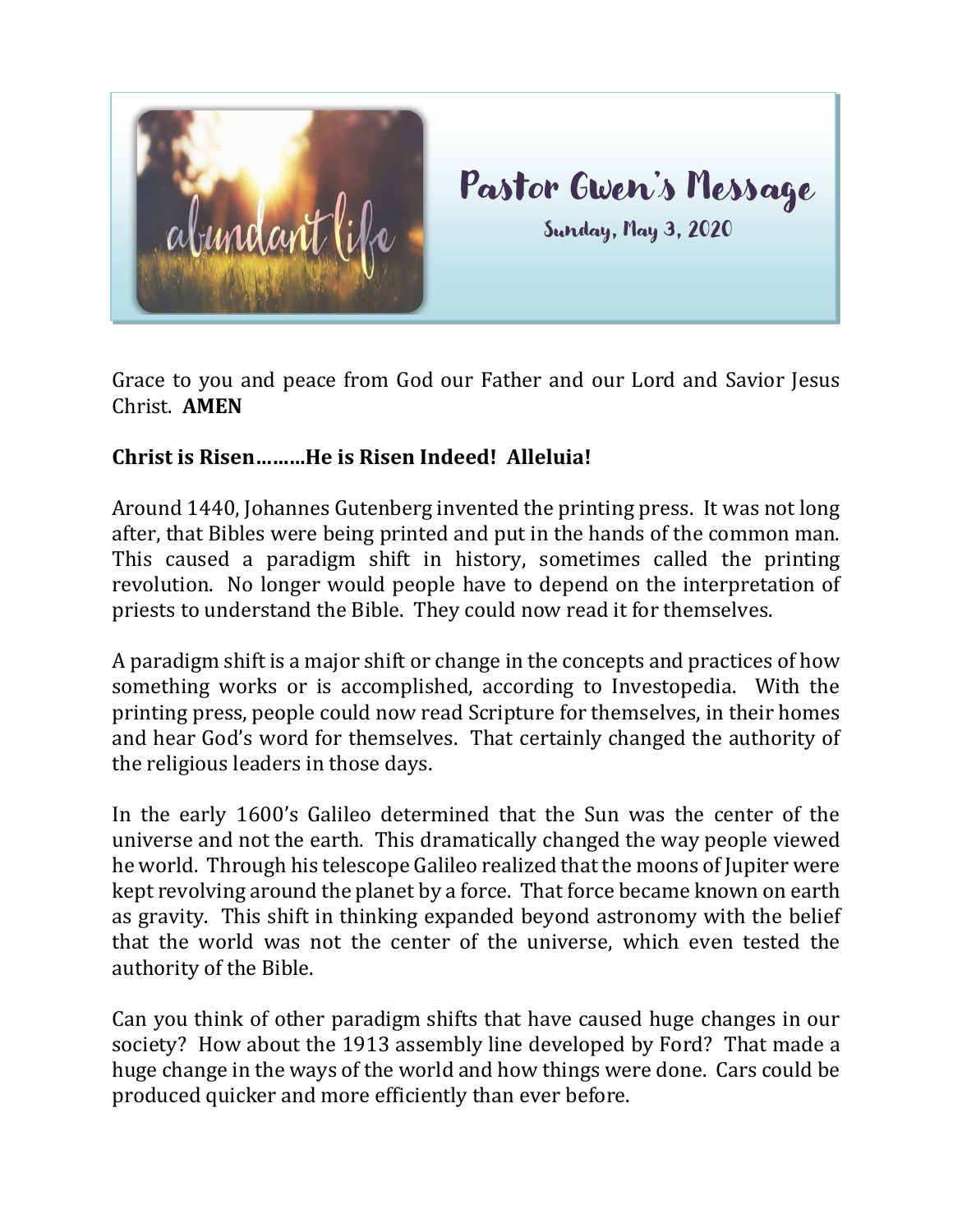# Pastor Gwen's Message

Sunday, May 3, 2020

Grace to you and peace from God our Father and our Lord and Savior Jesus Christ. **AMEN**

**Christ is Risen………He is Risen Indeed! Alleluia!**

Around 1440, Johannes Gutenberg invented the printing press. It was not long after, that Bibles were being printed and put in the hands of the common man. This caused a paradigm shift in history, sometimes called the printing revolution. No longer would people have to depend on the interpretation of priests to understand the Bible. They could now read it for themselves.

A paradigm shift is a major shift or change in the concepts and practices of how something works or is accomplished, according to Investopedia. With the printing press, people could now read Scripture for themselves, in their homes and hear God's word for themselves. That certainly changed the authority of the religious leaders in those days.

In the early 1600's Galileo determined that the Sun was the center of the universe and not the earth. This dramatically changed the way people viewed he world. Through his telescope Galileo realized that the moons of Jupiter were kept revolving around the planet by a force. That force became known on earth as gravity. This shift in thinking expanded beyond astronomy with the belief that the world was not the center of the universe, which even tested the authority of the Bible.

Can you think of other paradigm shifts that have caused huge changes in our society? How about the 1913 assembly line developed by Ford? That made a huge change in the ways of the world and how things were done. Cars could be produced quicker and more efficiently than ever before.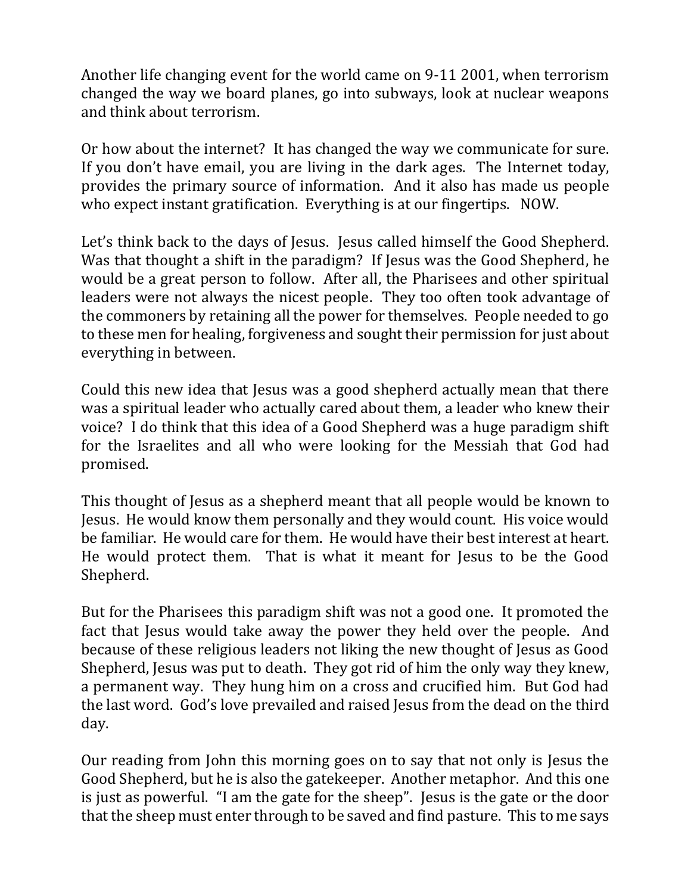Another life changing event for the world came on 9-11 2001, when terrorism changed the way we board planes, go into subways, look at nuclear weapons and think about terrorism.

Or how about the internet? It has changed the way we communicate for sure. If you don't have email, you are living in the dark ages. The Internet today, provides the primary source of information. And it also has made us people who expect instant gratification. Everything is at our fingertips. NOW.

Let's think back to the days of Jesus. Jesus called himself the Good Shepherd. Was that thought a shift in the paradigm? If Jesus was the Good Shepherd, he would be a great person to follow. After all, the Pharisees and other spiritual leaders were not always the nicest people. They too often took advantage of the commoners by retaining all the power for themselves. People needed to go to these men for healing, forgiveness and sought their permission for just about everything in between.

Could this new idea that Jesus was a good shepherd actually mean that there was a spiritual leader who actually cared about them, a leader who knew their voice? I do think that this idea of a Good Shepherd was a huge paradigm shift for the Israelites and all who were looking for the Messiah that God had promised.

This thought of Jesus as a shepherd meant that all people would be known to Jesus. He would know them personally and they would count. His voice would be familiar. He would care for them. He would have their best interest at heart. He would protect them. That is what it meant for Jesus to be the Good Shepherd.

But for the Pharisees this paradigm shift was not a good one. It promoted the fact that Jesus would take away the power they held over the people. And because of these religious leaders not liking the new thought of Jesus as Good Shepherd, Jesus was put to death. They got rid of him the only way they knew, a permanent way. They hung him on a cross and crucified him. But God had the last word. God's love prevailed and raised Jesus from the dead on the third day.

Our reading from John this morning goes on to say that not only is Jesus the Good Shepherd, but he is also the gatekeeper. Another metaphor. And this one is just as powerful. "I am the gate for the sheep". Jesus is the gate or the door that the sheep must enter through to be saved and find pasture. This to me says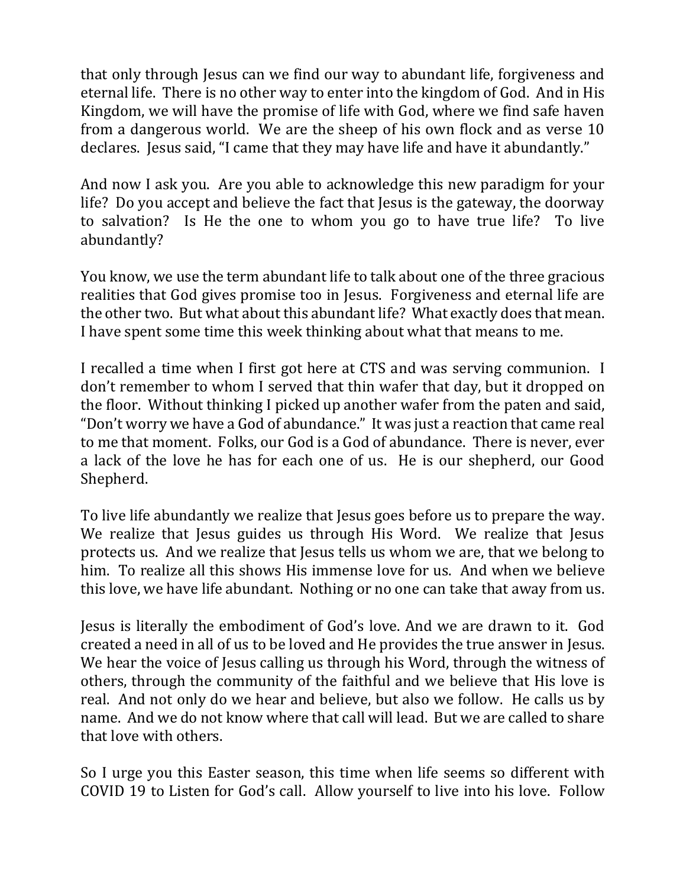that only through Jesus can we find our way to abundant life, forgiveness and eternal life. There is no other way to enter into the kingdom of God. And in His Kingdom, we will have the promise of life with God, where we find safe haven from a dangerous world. We are the sheep of his own flock and as verse 10 declares. Jesus said, "I came that they may have life and have it abundantly."

And now I ask you. Are you able to acknowledge this new paradigm for your life? Do you accept and believe the fact that Jesus is the gateway, the doorway to salvation? Is He the one to whom you go to have true life? To live abundantly?

You know, we use the term abundant life to talk about one of the three gracious realities that God gives promise too in Jesus. Forgiveness and eternal life are the other two. But what about this abundant life? What exactly does that mean. I have spent some time this week thinking about what that means to me.

I recalled a time when I first got here at CTS and was serving communion. I don't remember to whom I served that thin wafer that day, but it dropped on the floor. Without thinking I picked up another wafer from the paten and said, "Don't worry we have a God of abundance." It was just a reaction that came real to me that moment. Folks, our God is a God of abundance. There is never, ever a lack of the love he has for each one of us. He is our shepherd, our Good Shepherd.

To live life abundantly we realize that Jesus goes before us to prepare the way. We realize that Jesus guides us through His Word. We realize that Jesus protects us. And we realize that Jesus tells us whom we are, that we belong to him. To realize all this shows His immense love for us. And when we believe this love, we have life abundant. Nothing or no one can take that away from us.

Jesus is literally the embodiment of God's love. And we are drawn to it. God created a need in all of us to be loved and He provides the true answer in Jesus. We hear the voice of Jesus calling us through his Word, through the witness of others, through the community of the faithful and we believe that His love is real. And not only do we hear and believe, but also we follow. He calls us by name. And we do not know where that call will lead. But we are called to share that love with others.

So I urge you this Easter season, this time when life seems so different with COVID 19 to Listen for God's call. Allow yourself to live into his love. Follow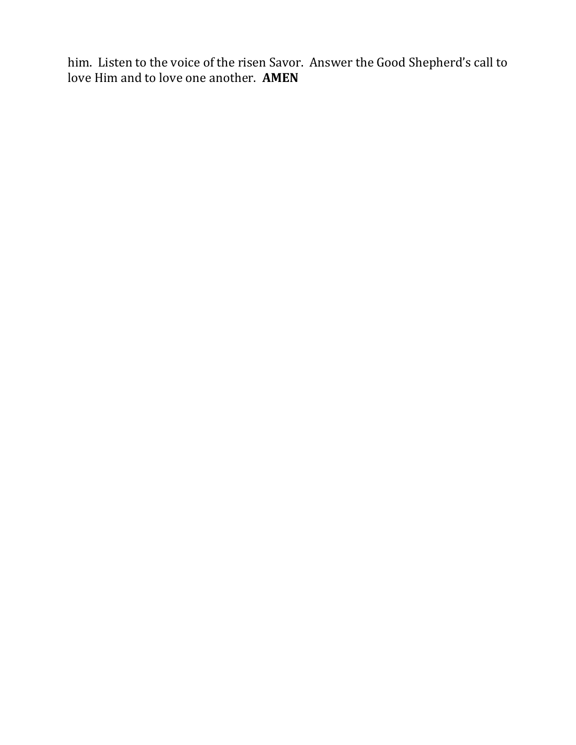him.  Listen to the voice of the risen Savor.  Answer the Good Shepherd's call to love Him and to love one another.  **AMEN**